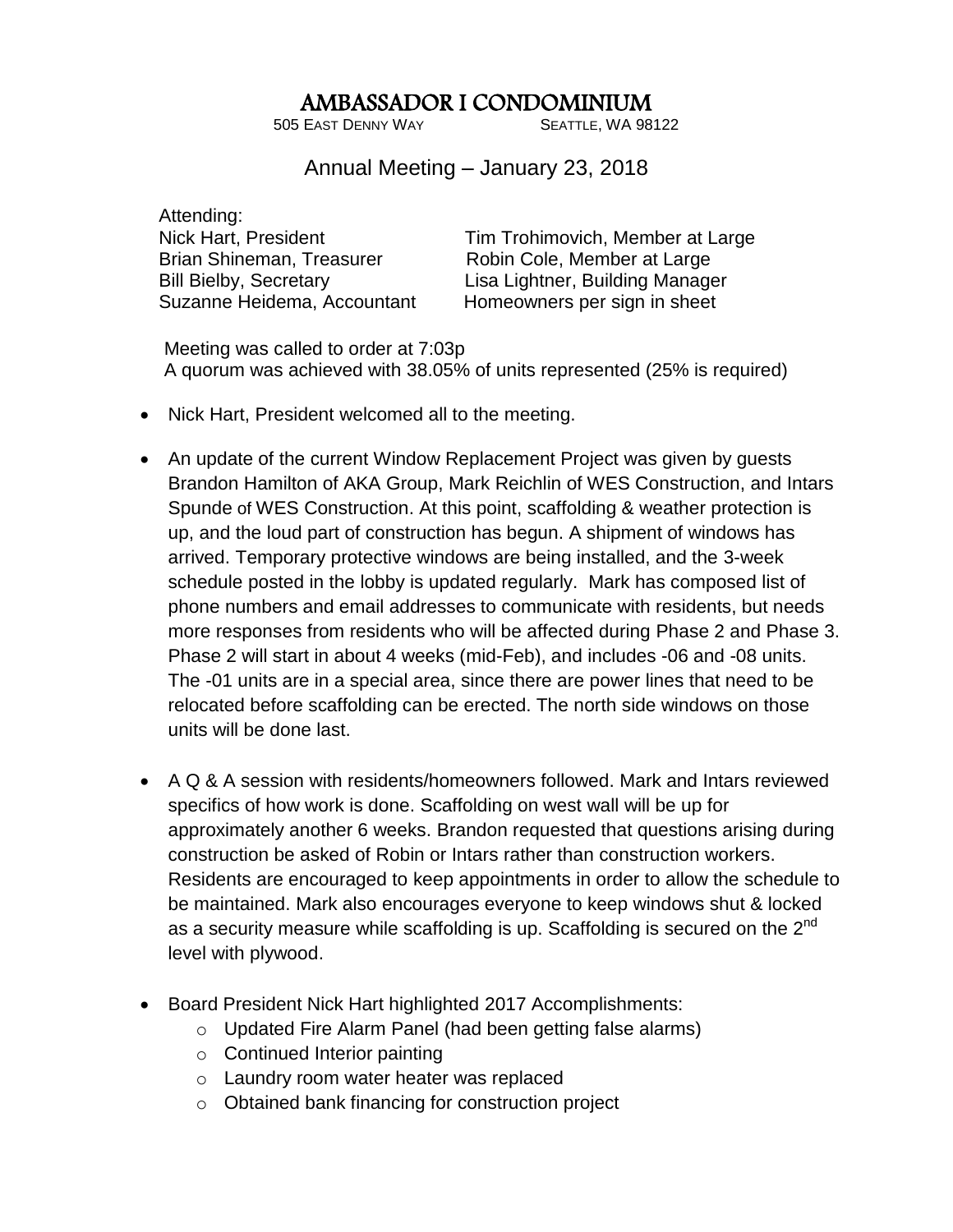# AMBASSADOR I CONDOMINIUM

505 EAST DENNY WAY SEATTLE, WA 98122

## Annual Meeting – January 23, 2018

Attending:

Nick Hart, President
Brian Shineman, Treasurer
Bill Bielby, Secretary
Suzanne Heidema, Accountant
Tim Trohimovich, Member at Large
Robin Cole, Member at Large
Lisa Lightner, Building Manager
Homeowners per sign in sheet

Meeting was called to order at 7:03p
A quorum was achieved with 38.05% of units represented (25% is required)

- Nick Hart, President welcomed all to the meeting.
- An update of the current Window Replacement Project was given by guests Brandon Hamilton of AKA Group, Mark Reichlin of WES Construction, and Intars Spunde of WES Construction. At this point, scaffolding & weather protection is up, and the loud part of construction has begun. A shipment of windows has arrived. Temporary protective windows are being installed, and the 3-week schedule posted in the lobby is updated regularly. Mark has composed list of phone numbers and email addresses to communicate with residents, but needs more responses from residents who will be affected during Phase 2 and Phase 3. Phase 2 will start in about 4 weeks (mid-Feb), and includes -06 and -08 units. The -01 units are in a special area, since there are power lines that need to be relocated before scaffolding can be erected. The north side windows on those units will be done last.
- A Q & A session with residents/homeowners followed. Mark and Intars reviewed specifics of how work is done. Scaffolding on west wall will be up for approximately another 6 weeks. Brandon requested that questions arising during construction be asked of Robin or Intars rather than construction workers. Residents are encouraged to keep appointments in order to allow the schedule to be maintained. Mark also encourages everyone to keep windows shut & locked as a security measure while scaffolding is up. Scaffolding is secured on the 2nd level with plywood.
- Board President Nick Hart highlighted 2017 Accomplishments:
  - Updated Fire Alarm Panel (had been getting false alarms)
  - Continued Interior painting
  - Laundry room water heater was replaced
  - Obtained bank financing for construction project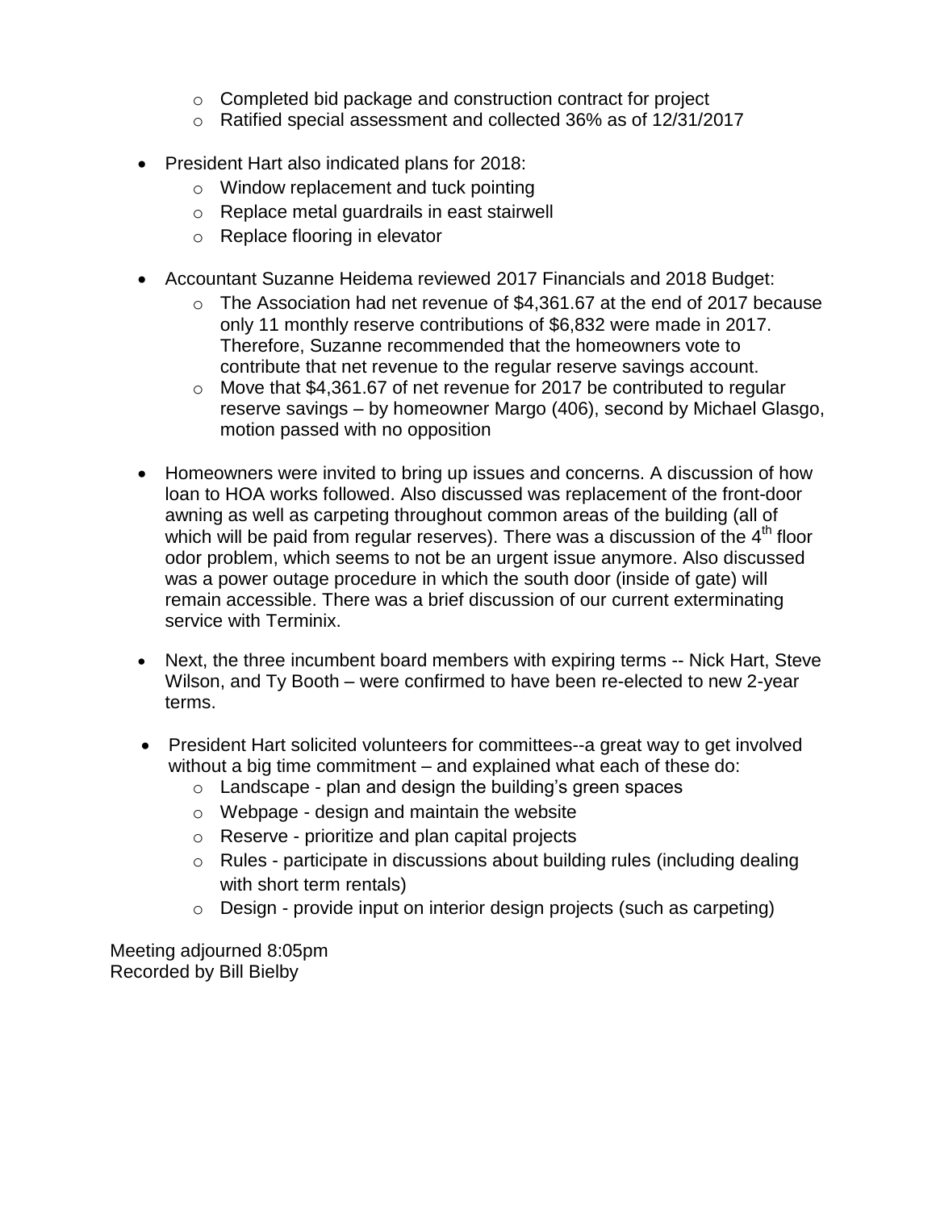- Completed bid package and construction contract for project
  - Ratified special assessment and collected 36% as of 12/31/2017

- President Hart also indicated plans for 2018:
  - Window replacement and tuck pointing
  - Replace metal guardrails in east stairwell
  - Replace flooring in elevator

- Accountant Suzanne Heidema reviewed 2017 Financials and 2018 Budget:
  - The Association had net revenue of $4,361.67 at the end of 2017 because only 11 monthly reserve contributions of $6,832 were made in 2017. Therefore, Suzanne recommended that the homeowners vote to contribute that net revenue to the regular reserve savings account.
  - Move that $4,361.67 of net revenue for 2017 be contributed to regular reserve savings – by homeowner Margo (406), second by Michael Glasgo, motion passed with no opposition

- Homeowners were invited to bring up issues and concerns. A discussion of how loan to HOA works followed. Also discussed was replacement of the front-door awning as well as carpeting throughout common areas of the building (all of which will be paid from regular reserves). There was a discussion of the 4th floor odor problem, which seems to not be an urgent issue anymore. Also discussed was a power outage procedure in which the south door (inside of gate) will remain accessible. There was a brief discussion of our current exterminating service with Terminix.

- Next, the three incumbent board members with expiring terms -- Nick Hart, Steve Wilson, and Ty Booth – were confirmed to have been re-elected to new 2-year terms.

- President Hart solicited volunteers for committees--a great way to get involved without a big time commitment – and explained what each of these do:
  - Landscape - plan and design the building's green spaces
  - Webpage - design and maintain the website
  - Reserve - prioritize and plan capital projects
  - Rules - participate in discussions about building rules (including dealing with short term rentals)
  - Design - provide input on interior design projects (such as carpeting)

Meeting adjourned 8:05pm
Recorded by Bill Bielby